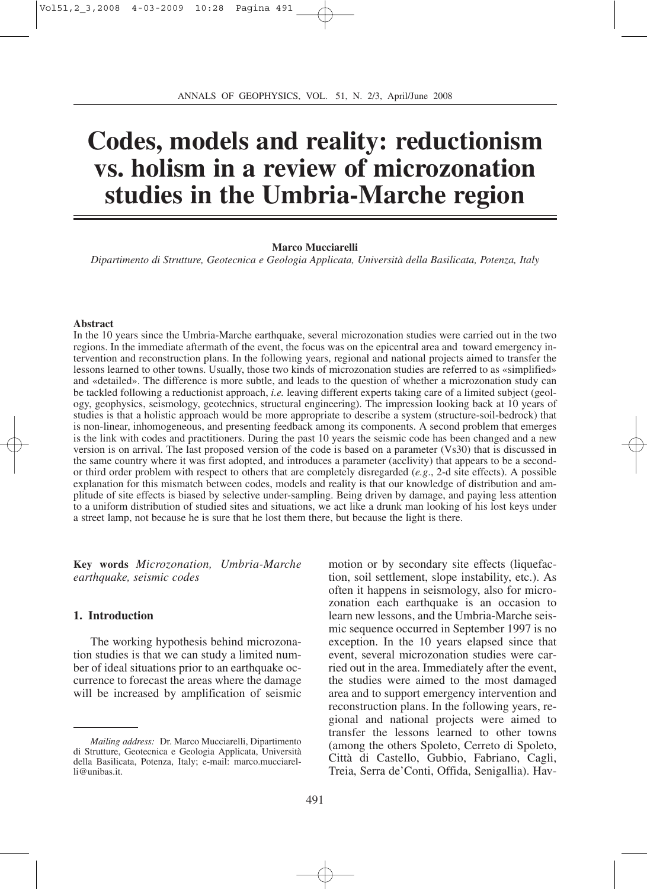# Codes, models and reality: reductionism vs. holism in a review of microzonation studies in the Umbria-Marche region

**Marco Mucciarelli**

*Dipartimento di Strutture, Geotecnica e Geologia Applicata, Università della Basilicata, Potenza, Italy*

**Abstract**

In the 10 years since the Umbria-Marche earthquake, several microzonation studies were carried out in the two regions. In the immediate aftermath of the event, the focus was on the epicentral area and toward emergency intervention and reconstruction plans. In the following years, regional and national projects aimed to transfer the lessons learned to other towns. Usually, those two kinds of microzonation studies are referred to as «simplified» and «detailed». The difference is more subtle, and leads to the question of whether a microzonation study can be tackled following a reductionist approach, *i.e.* leaving different experts taking care of a limited subject (geology, geophysics, seismology, geotechnics, structural engineering). The impression looking back at 10 years of studies is that a holistic approach would be more appropriate to describe a system (structure-soil-bedrock) that is non-linear, inhomogeneous, and presenting feedback among its components. A second problem that emerges is the link with codes and practitioners. During the past 10 years the seismic code has been changed and a new version is on arrival. The last proposed version of the code is based on a parameter (Vs30) that is discussed in the same country where it was first adopted, and introduces a parameter (acclivity) that appears to be a second- or third order problem with respect to others that are completely disregarded (*e.g.*, 2-d site effects). A possible explanation for this mismatch between codes, models and reality is that our knowledge of distribution and amplitude of site effects is biased by selective under-sampling. Being driven by damage, and paying less attention to a uniform distribution of studied sites and situations, we act like a drunk man looking of his lost keys under a street lamp, not because he is sure that he lost them there, but because the light is there.

**Key words** *Microzonation, Umbria-Marche earthquake, seismic codes*

## 1. Introduction

The working hypothesis behind microzonation studies is that we can study a limited number of ideal situations prior to an earthquake occurrence to forecast the areas where the damage will be increased by amplification of seismic motion or by secondary site effects (liquefaction, soil settlement, slope instability, etc.). As often it happens in seismology, also for microzonation each earthquake is an occasion to learn new lessons, and the Umbria-Marche seismic sequence occurred in September 1997 is no exception. In the 10 years elapsed since that event, several microzonation studies were carried out in the area. Immediately after the event, the studies were aimed to the most damaged area and to support emergency intervention and reconstruction plans. In the following years, regional and national projects were aimed to transfer the lessons learned to other towns (among the others Spoleto, Cerreto di Spoleto, Città di Castello, Gubbio, Fabriano, Cagli, Treia, Serra de'Conti, Offida, Senigallia). Hav-

*Mailing address:* Dr. Marco Mucciarelli, Dipartimento di Strutture, Geotecnica e Geologia Applicata, Università della Basilicata, Potenza, Italy; e-mail: marco.mucciarelli@unibas.it.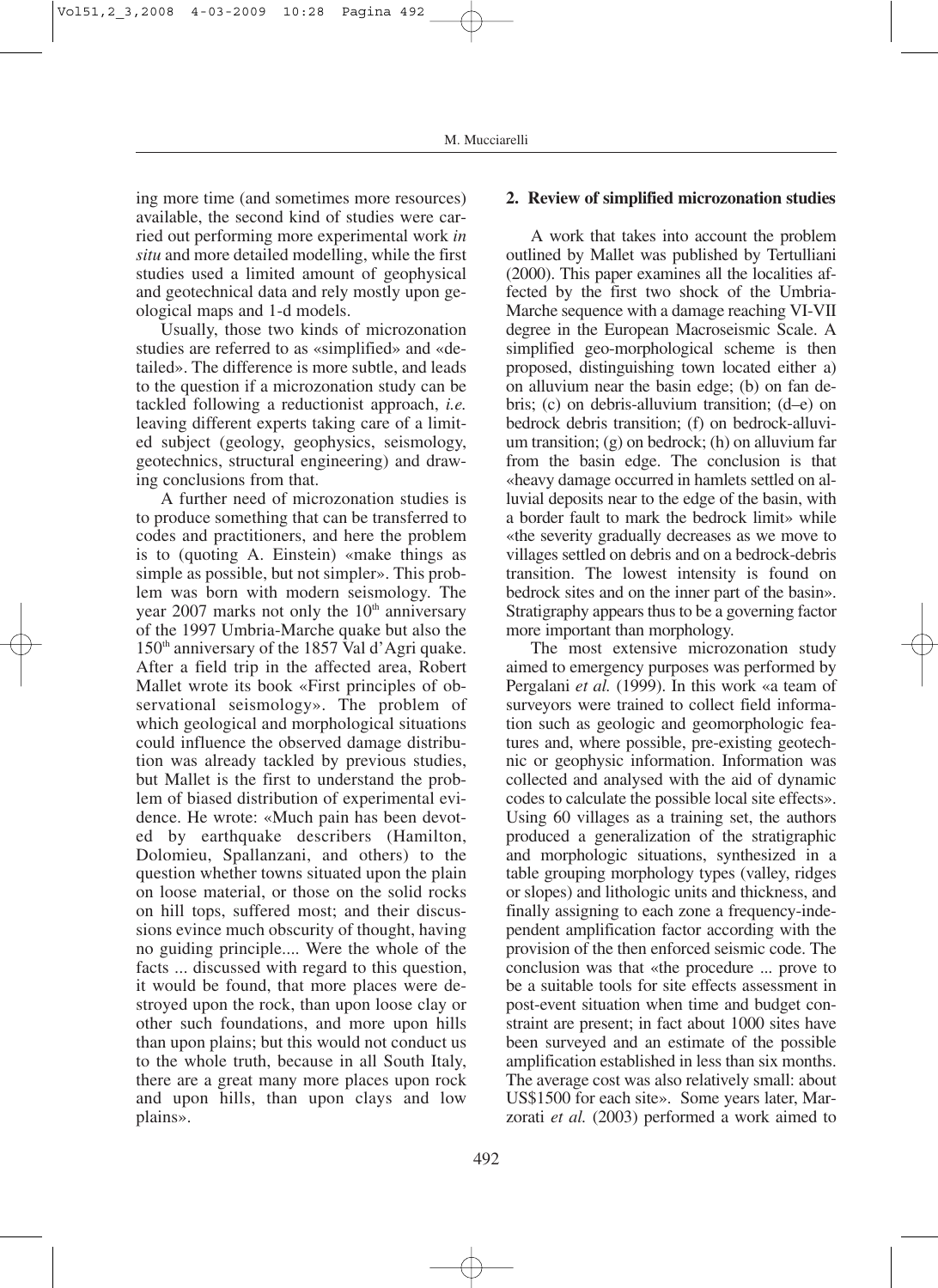ing more time (and sometimes more resources) available, the second kind of studies were carried out performing more experimental work *in situ* and more detailed modelling, while the first studies used a limited amount of geophysical and geotechnical data and rely mostly upon geological maps and 1-d models.

Usually, those two kinds of microzonation studies are referred to as «simplified» and «detailed». The difference is more subtle, and leads to the question if a microzonation study can be tackled following a reductionist approach, *i.e.* leaving different experts taking care of a limited subject (geology, geophysics, seismology, geotechnics, structural engineering) and drawing conclusions from that.

A further need of microzonation studies is to produce something that can be transferred to codes and practitioners, and here the problem is to (quoting A. Einstein) «make things as simple as possible, but not simpler». This problem was born with modern seismology. The year 2007 marks not only the 10th anniversary of the 1997 Umbria-Marche quake but also the 150th anniversary of the 1857 Val d'Agri quake. After a field trip in the affected area, Robert Mallet wrote its book «First principles of observational seismology». The problem of which geological and morphological situations could influence the observed damage distribution was already tackled by previous studies, but Mallet is the first to understand the problem of biased distribution of experimental evidence. He wrote: «Much pain has been devoted by earthquake describers (Hamilton, Dolomieu, Spallanzani, and others) to the question whether towns situated upon the plain on loose material, or those on the solid rocks on hill tops, suffered most; and their discussions evince much obscurity of thought, having no guiding principle.... Were the whole of the facts ... discussed with regard to this question, it would be found, that more places were destroyed upon the rock, than upon loose clay or other such foundations, and more upon hills than upon plains; but this would not conduct us to the whole truth, because in all South Italy, there are a great many more places upon rock and upon hills, than upon clays and low plains».

## 2. Review of simplified microzonation studies

A work that takes into account the problem outlined by Mallet was published by Tertulliani (2000). This paper examines all the localities affected by the first two shock of the Umbria-Marche sequence with a damage reaching VI-VII degree in the European Macroseismic Scale. A simplified geo-morphological scheme is then proposed, distinguishing town located either a) on alluvium near the basin edge; (b) on fan debris; (c) on debris-alluvium transition; (d–e) on bedrock debris transition; (f) on bedrock-alluvium transition; (g) on bedrock; (h) on alluvium far from the basin edge. The conclusion is that «heavy damage occurred in hamlets settled on alluvial deposits near to the edge of the basin, with a border fault to mark the bedrock limit» while «the severity gradually decreases as we move to villages settled on debris and on a bedrock-debris transition. The lowest intensity is found on bedrock sites and on the inner part of the basin». Stratigraphy appears thus to be a governing factor more important than morphology.

The most extensive microzonation study aimed to emergency purposes was performed by Pergalani *et al.* (1999). In this work «a team of surveyors were trained to collect field information such as geologic and geomorphologic features and, where possible, pre-existing geotechnic or geophysic information. Information was collected and analysed with the aid of dynamic codes to calculate the possible local site effects». Using 60 villages as a training set, the authors produced a generalization of the stratigraphic and morphologic situations, synthesized in a table grouping morphology types (valley, ridges or slopes) and lithologic units and thickness, and finally assigning to each zone a frequency-independent amplification factor according with the provision of the then enforced seismic code. The conclusion was that «the procedure ... prove to be a suitable tools for site effects assessment in post-event situation when time and budget constraint are present; in fact about 1000 sites have been surveyed and an estimate of the possible amplification established in less than six months. The average cost was also relatively small: about US$1500 for each site». Some years later, Marzorati *et al.* (2003) performed a work aimed to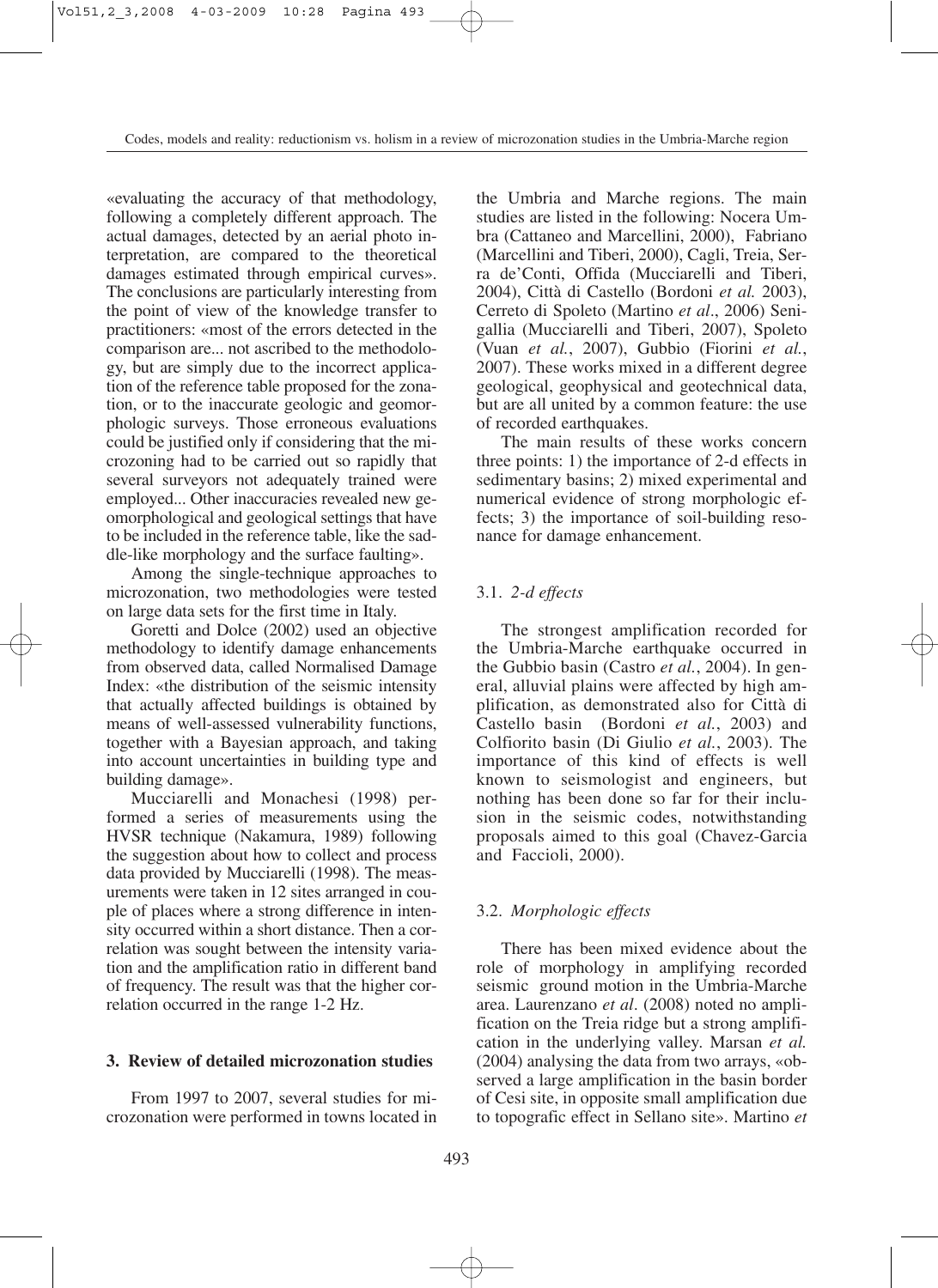«evaluating the accuracy of that methodology, following a completely different approach. The actual damages, detected by an aerial photo interpretation, are compared to the theoretical damages estimated through empirical curves». The conclusions are particularly interesting from the point of view of the knowledge transfer to practitioners: «most of the errors detected in the comparison are... not ascribed to the methodology, but are simply due to the incorrect application of the reference table proposed for the zonation, or to the inaccurate geologic and geomorphologic surveys. Those erroneous evaluations could be justified only if considering that the microzoning had to be carried out so rapidly that several surveyors not adequately trained were employed... Other inaccuracies revealed new geomorphological and geological settings that have to be included in the reference table, like the saddle-like morphology and the surface faulting».

Among the single-technique approaches to microzonation, two methodologies were tested on large data sets for the first time in Italy.

Goretti and Dolce (2002) used an objective methodology to identify damage enhancements from observed data, called Normalised Damage Index: «the distribution of the seismic intensity that actually affected buildings is obtained by means of well-assessed vulnerability functions, together with a Bayesian approach, and taking into account uncertainties in building type and building damage».

Mucciarelli and Monachesi (1998) performed a series of measurements using the HVSR technique (Nakamura, 1989) following the suggestion about how to collect and process data provided by Mucciarelli (1998). The measurements were taken in 12 sites arranged in couple of places where a strong difference in intensity occurred within a short distance. Then a correlation was sought between the intensity variation and the amplification ratio in different band of frequency. The result was that the higher correlation occurred in the range 1-2 Hz.

## 3. Review of detailed microzonation studies

From 1997 to 2007, several studies for microzonation were performed in towns located in the Umbria and Marche regions. The main studies are listed in the following: Nocera Umbra (Cattaneo and Marcellini, 2000), Fabriano (Marcellini and Tiberi, 2000), Cagli, Treia, Serra de'Conti, Offida (Mucciarelli and Tiberi, 2004), Città di Castello (Bordoni *et al.* 2003), Cerreto di Spoleto (Martino *et al*., 2006) Senigallia (Mucciarelli and Tiberi, 2007), Spoleto (Vuan *et al.*, 2007), Gubbio (Fiorini *et al.*, 2007). These works mixed in a different degree geological, geophysical and geotechnical data, but are all united by a common feature: the use of recorded earthquakes.

The main results of these works concern three points: 1) the importance of 2-d effects in sedimentary basins; 2) mixed experimental and numerical evidence of strong morphologic effects; 3) the importance of soil-building resonance for damage enhancement.

### 3.1. *2-d effects*

The strongest amplification recorded for the Umbria-Marche earthquake occurred in the Gubbio basin (Castro *et al.*, 2004). In general, alluvial plains were affected by high amplification, as demonstrated also for Città di Castello basin (Bordoni *et al.*, 2003) and Colfiorito basin (Di Giulio *et al.*, 2003). The importance of this kind of effects is well known to seismologist and engineers, but nothing has been done so far for their inclusion in the seismic codes, notwithstanding proposals aimed to this goal (Chavez-Garcia and Faccioli, 2000).

### 3.2. *Morphologic effects*

There has been mixed evidence about the role of morphology in amplifying recorded seismic ground motion in the Umbria-Marche area. Laurenzano *et al*. (2008) noted no amplification on the Treia ridge but a strong amplification in the underlying valley. Marsan *et al.* (2004) analysing the data from two arrays, «observed a large amplification in the basin border of Cesi site, in opposite small amplification due to topografic effect in Sellano site». Martino *et*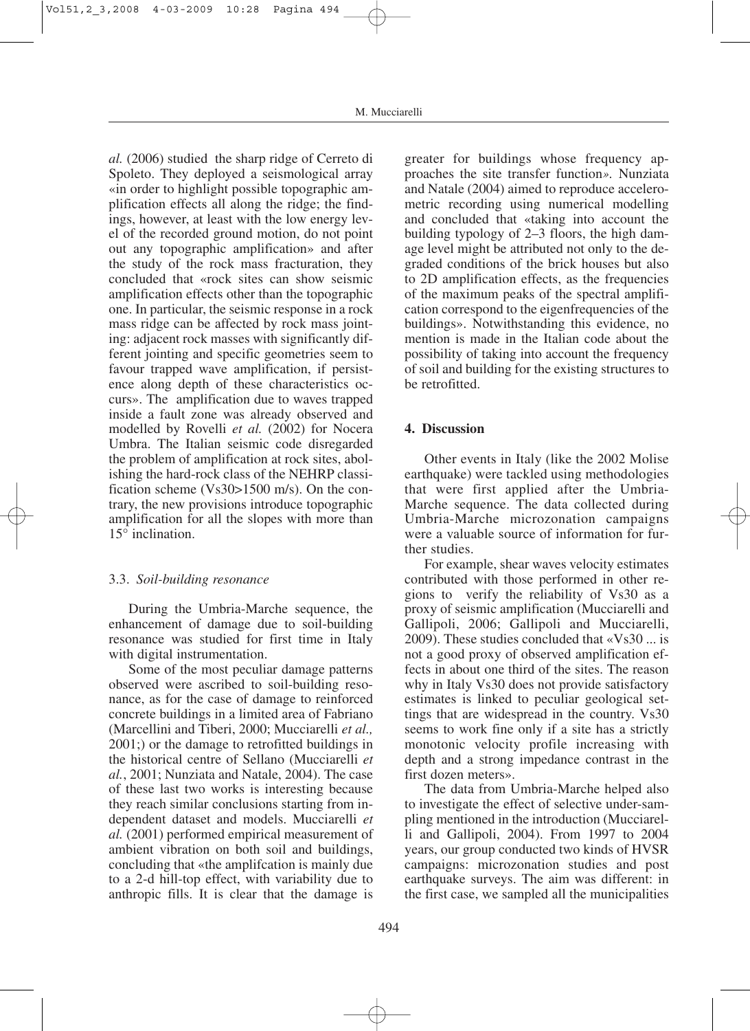*al.* (2006) studied the sharp ridge of Cerreto di Spoleto. They deployed a seismological array «in order to highlight possible topographic amplification effects all along the ridge; the findings, however, at least with the low energy level of the recorded ground motion, do not point out any topographic amplification» and after the study of the rock mass fracturation, they concluded that «rock sites can show seismic amplification effects other than the topographic one. In particular, the seismic response in a rock mass ridge can be affected by rock mass jointing: adjacent rock masses with significantly different jointing and specific geometries seem to favour trapped wave amplification, if persistence along depth of these characteristics occurs». The amplification due to waves trapped inside a fault zone was already observed and modelled by Rovelli *et al.* (2002) for Nocera Umbra. The Italian seismic code disregarded the problem of amplification at rock sites, abolishing the hard-rock class of the NEHRP classification scheme (Vs30>1500 m/s). On the contrary, the new provisions introduce topographic amplification for all the slopes with more than 15° inclination.

### 3.3. *Soil-building resonance*

During the Umbria-Marche sequence, the enhancement of damage due to soil-building resonance was studied for first time in Italy with digital instrumentation.

Some of the most peculiar damage patterns observed were ascribed to soil-building resonance, as for the case of damage to reinforced concrete buildings in a limited area of Fabriano (Marcellini and Tiberi, 2000; Mucciarelli *et al.,* 2001;) or the damage to retrofitted buildings in the historical centre of Sellano (Mucciarelli *et al.*, 2001; Nunziata and Natale, 2004). The case of these last two works is interesting because they reach similar conclusions starting from independent dataset and models. Mucciarelli *et al.* (2001) performed empirical measurement of ambient vibration on both soil and buildings, concluding that «the amplifcation is mainly due to a 2-d hill-top effect, with variability due to anthropic fills. It is clear that the damage is greater for buildings whose frequency approaches the site transfer function». Nunziata and Natale (2004) aimed to reproduce accelerometric recording using numerical modelling and concluded that «taking into account the building typology of 2–3 floors, the high damage level might be attributed not only to the degraded conditions of the brick houses but also to 2D amplification effects, as the frequencies of the maximum peaks of the spectral amplification correspond to the eigenfrequencies of the buildings». Notwithstanding this evidence, no mention is made in the Italian code about the possibility of taking into account the frequency of soil and building for the existing structures to be retrofitted.

## 4. Discussion

Other events in Italy (like the 2002 Molise earthquake) were tackled using methodologies that were first applied after the Umbria-Marche sequence. The data collected during Umbria-Marche microzonation campaigns were a valuable source of information for further studies.

For example, shear waves velocity estimates contributed with those performed in other regions to verify the reliability of Vs30 as a proxy of seismic amplification (Mucciarelli and Gallipoli, 2006; Gallipoli and Mucciarelli, 2009). These studies concluded that «Vs30 ... is not a good proxy of observed amplification effects in about one third of the sites. The reason why in Italy Vs30 does not provide satisfactory estimates is linked to peculiar geological settings that are widespread in the country. Vs30 seems to work fine only if a site has a strictly monotonic velocity profile increasing with depth and a strong impedance contrast in the first dozen meters».

The data from Umbria-Marche helped also to investigate the effect of selective under-sampling mentioned in the introduction (Mucciarelli and Gallipoli, 2004). From 1997 to 2004 years, our group conducted two kinds of HVSR campaigns: microzonation studies and post earthquake surveys. The aim was different: in the first case, we sampled all the municipalities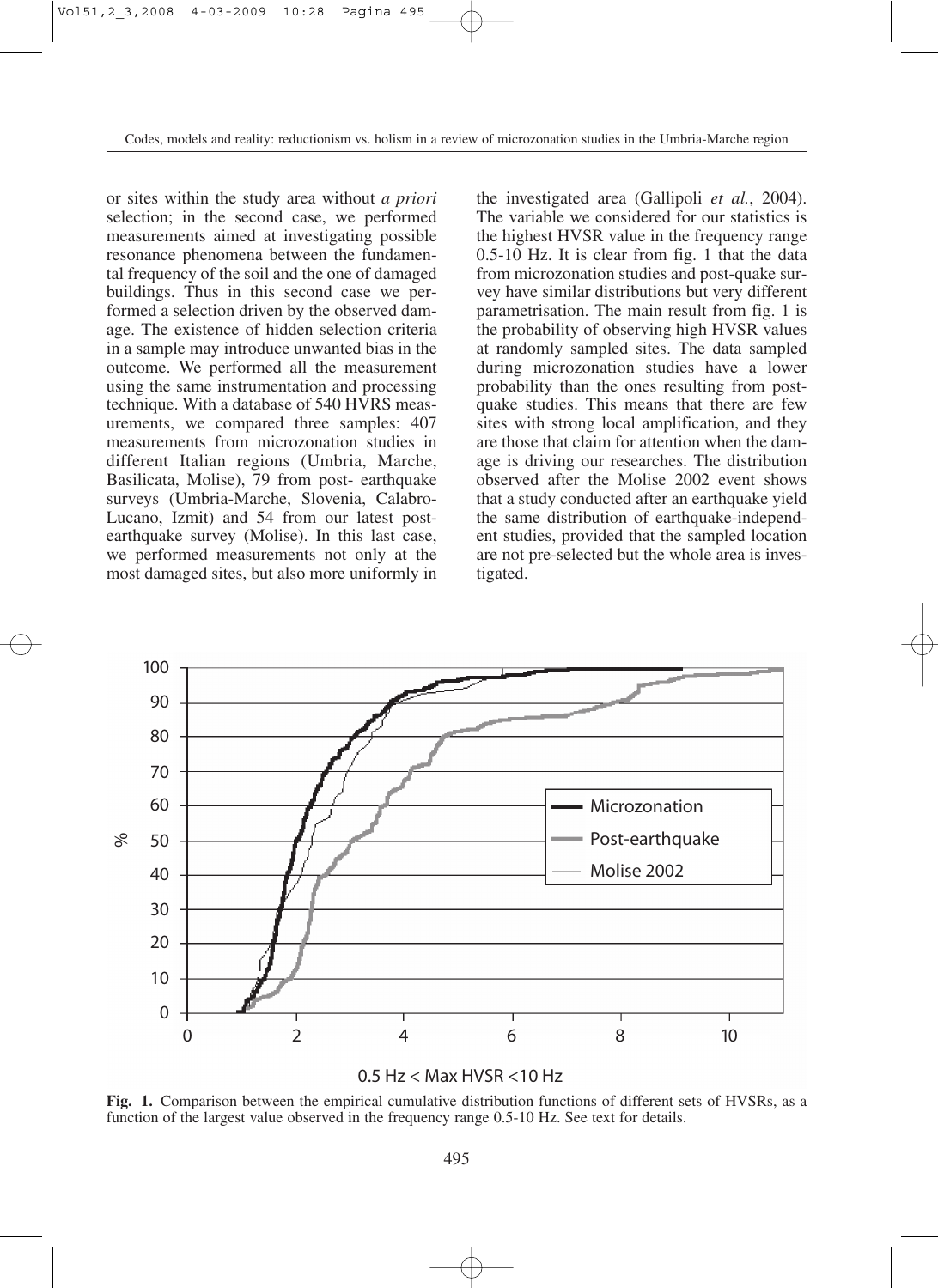or sites within the study area without *a priori* selection; in the second case, we performed measurements aimed at investigating possible resonance phenomena between the fundamental frequency of the soil and the one of damaged buildings. Thus in this second case we performed a selection driven by the observed damage. The existence of hidden selection criteria in a sample may introduce unwanted bias in the outcome. We performed all the measurement using the same instrumentation and processing technique. With a database of 540 HVRS measurements, we compared three samples: 407 measurements from microzonation studies in different Italian regions (Umbria, Marche, Basilicata, Molise), 79 from post- earthquake surveys (Umbria-Marche, Slovenia, Calabro-Lucano, Izmit) and 54 from our latest post-earthquake survey (Molise). In this last case, we performed measurements not only at the most damaged sites, but also more uniformly in the investigated area (Gallipoli *et al.*, 2004). The variable we considered for our statistics is the highest HVSR value in the frequency range 0.5-10 Hz. It is clear from fig. 1 that the data from microzonation studies and post-quake survey have similar distributions but very different parametrisation. The main result from fig. 1 is the probability of observing high HVSR values at randomly sampled sites. The data sampled during microzonation studies have a lower probability than the ones resulting from post-quake studies. This means that there are few sites with strong local amplification, and they are those that claim for attention when the damage is driving our researches. The distribution observed after the Molise 2002 event shows that a study conducted after an earthquake yield the same distribution of earthquake-independent studies, provided that the sampled location are not pre-selected but the whole area is investigated.

**Fig. 1.** Comparison between the empirical cumulative distribution functions of different sets of HVSRs, as a function of the largest value observed in the frequency range 0.5-10 Hz. See text for details.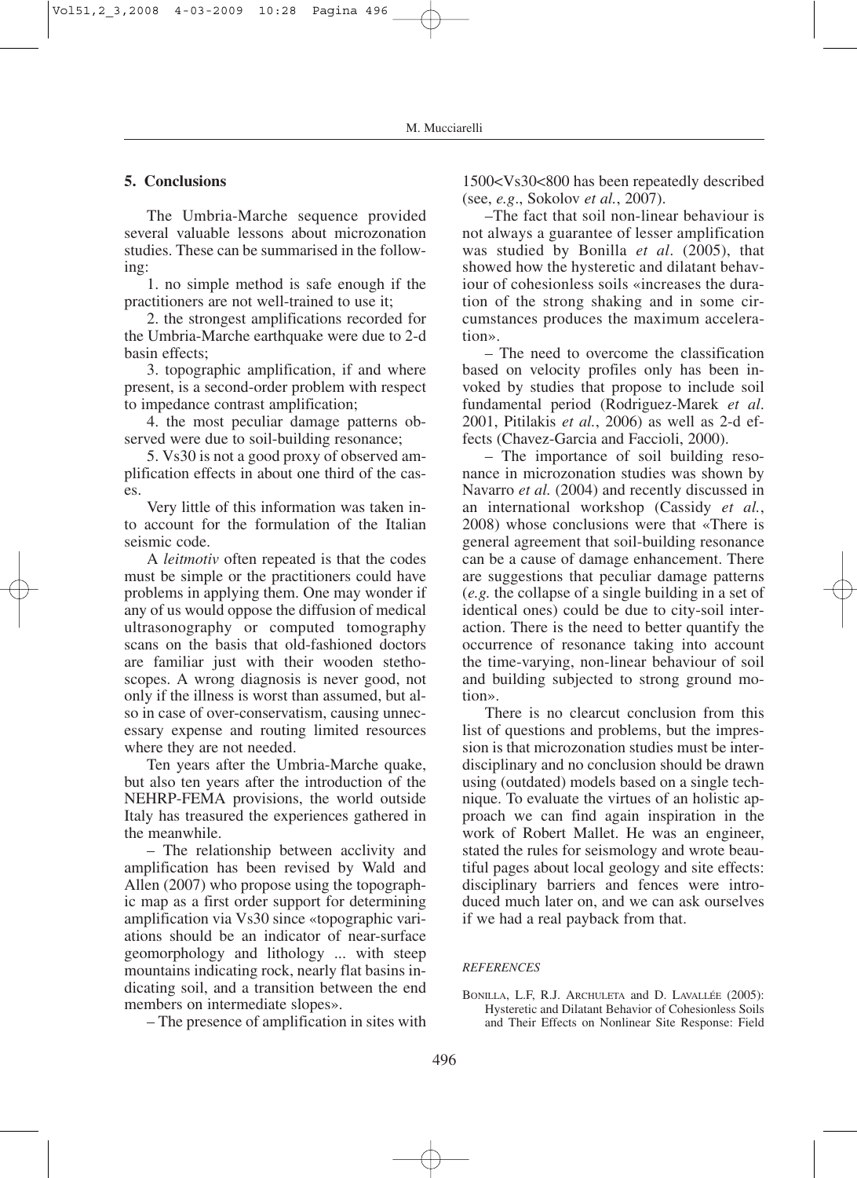## 5. Conclusions

The Umbria-Marche sequence provided several valuable lessons about microzonation studies. These can be summarised in the following:

1. no simple method is safe enough if the practitioners are not well-trained to use it;

2. the strongest amplifications recorded for the Umbria-Marche earthquake were due to 2-d basin effects;

3. topographic amplification, if and where present, is a second-order problem with respect to impedance contrast amplification;

4. the most peculiar damage patterns observed were due to soil-building resonance;

5. Vs30 is not a good proxy of observed amplification effects in about one third of the cases.

Very little of this information was taken into account for the formulation of the Italian seismic code.

A *leitmotiv* often repeated is that the codes must be simple or the practitioners could have problems in applying them. One may wonder if any of us would oppose the diffusion of medical ultrasonography or computed tomography scans on the basis that old-fashioned doctors are familiar just with their wooden stethoscopes. A wrong diagnosis is never good, not only if the illness is worst than assumed, but also in case of over-conservatism, causing unnecessary expense and routing limited resources where they are not needed.

Ten years after the Umbria-Marche quake, but also ten years after the introduction of the NEHRP-FEMA provisions, the world outside Italy has treasured the experiences gathered in the meanwhile.

– The relationship between acclivity and amplification has been revised by Wald and Allen (2007) who propose using the topographic map as a first order support for determining amplification via Vs30 since «topographic variations should be an indicator of near-surface geomorphology and lithology ... with steep mountains indicating rock, nearly flat basins indicating soil, and a transition between the end members on intermediate slopes».

– The presence of amplification in sites with 1500<Vs30<800 has been repeatedly described (see, *e.g*., Sokolov *et al.*, 2007).

–The fact that soil non-linear behaviour is not always a guarantee of lesser amplification was studied by Bonilla *et al*. (2005), that showed how the hysteretic and dilatant behaviour of cohesionless soils «increases the duration of the strong shaking and in some circumstances produces the maximum acceleration».

– The need to overcome the classification based on velocity profiles only has been invoked by studies that propose to include soil fundamental period (Rodriguez-Marek *et al*. 2001, Pitilakis *et al.*, 2006) as well as 2-d effects (Chavez-Garcia and Faccioli, 2000).

– The importance of soil building resonance in microzonation studies was shown by Navarro *et al.* (2004) and recently discussed in an international workshop (Cassidy *et al.*, 2008) whose conclusions were that «There is general agreement that soil-building resonance can be a cause of damage enhancement. There are suggestions that peculiar damage patterns (*e.g.* the collapse of a single building in a set of identical ones) could be due to city-soil interaction. There is the need to better quantify the occurrence of resonance taking into account the time-varying, non-linear behaviour of soil and building subjected to strong ground motion».

There is no clearcut conclusion from this list of questions and problems, but the impression is that microzonation studies must be interdisciplinary and no conclusion should be drawn using (outdated) models based on a single technique. To evaluate the virtues of an holistic approach we can find again inspiration in the work of Robert Mallet. He was an engineer, stated the rules for seismology and wrote beautiful pages about local geology and site effects: disciplinary barriers and fences were introduced much later on, and we can ask ourselves if we had a real payback from that.

### *REFERENCES*

BONILLA, L.F, R.J. ARCHULETA and D. LAVALLÉE (2005): Hysteretic and Dilatant Behavior of Cohesionless Soils and Their Effects on Nonlinear Site Response: Field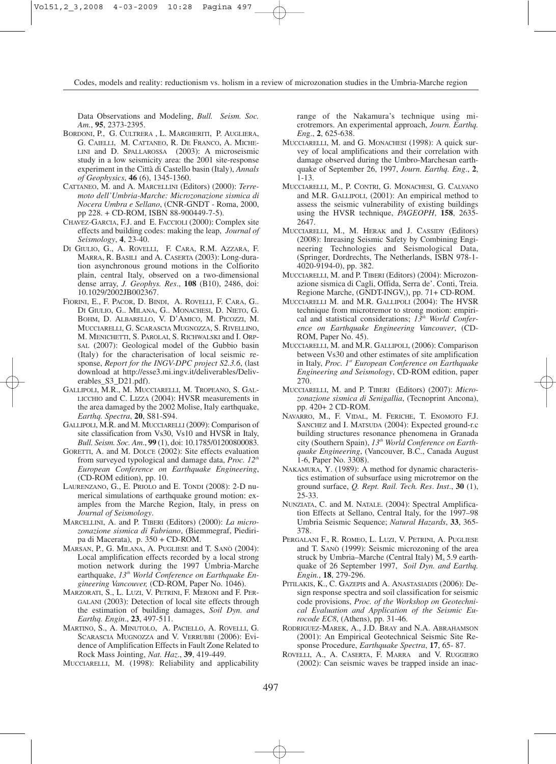Data Observations and Modeling, *Bull. Seism. Soc. Am.*, **95**, 2373-2395.

BORDONI, P., G. CULTRERA , L. MARGHERITI, P. AUGLIERA, G. CAIELLI, M. CATTANEO, R. DE FRANCO, A. MICHELINI and D. SPALLAROSSA (2003): A microseismic study in a low seismicity area: the 2001 site-response experiment in the Città di Castello basin (Italy), *Annals of Geophysics*, **46** (6), 1345-1360.

CATTANEO, M. and A. MARCELLINI (Editors) (2000): *Terremoto dell'Umbria-Marche: Microzonazione sismica di Nocera Umbra e Sellano*, (CNR-GNDT - Roma, 2000, pp 228. + CD-ROM, ISBN 88-900449-7-5).

CHAVEZ-GARCIA, F.J. and E. FACCIOLI (2000): Complex site effects and building codes: making the leap, *Journal of Seismology*, **4**, 23-40.

DI GIULIO, G., A. ROVELLI, F. CARA, R.M. AZZARA, F. MARRA, R. BASILI and A. CASERTA (2003): Long-duration asynchronous ground motions in the Colfiorito plain, central Italy, observed on a two-dimensional dense array, *J. Geophys. Res*., **108** (B10), 2486, doi: 10.1029/2002JB002367.

FIORINI, E., F. PACOR, D. BINDI, A. ROVELLI, F. CARA, G.. DI GIULIO, G.. MILANA, G.. MONACHESI, D. NIETO, G. BOHM, D. ALBARELLO, V. D'AMICO, M. PICOZZI, M. MUCCIARELLI, G. SCARASCIA MUGNOZZA, S. RIVELLINO, M. MENICHETTI, S. PAROLAI, S. RICHWALSKI and I. ORPSAL (2007): Geological model of the Gubbio basin (Italy) for the characterisation of local seismic response, *Report for the INGV-DPC project S2.3.6*, (last download at http://esse3.mi.ingv.it/deliverables/Deliverables_S3_D21.pdf).

GALLIPOLI, M.R., M. MUCCIARELLI, M. TROPEANO, S. GALLICCHIO and C. LIZZA (2004): HVSR measurements in the area damaged by the 2002 Molise, Italy earthquake, *Earthq. Spectra*, **20**, S81-S94.

GALLIPOLI, M.R. and M. MUCCIARELLI (2009): Comparison of site classification from Vs30, Vs10 and HVSR in Italy, *Bull. Seism. Soc. Am*., **99** (1), doi: 10.1785/01200800083.

GORETTI, A. and M. DOLCE (2002): Site effects evaluation from surveyed typological and damage data, *Proc. 12th European Conference on Earthquake Engineering*, (CD-ROM edition), pp. 10.

LAURENZANO, G., E. PRIOLO and E. TONDI (2008): 2-D numerical simulations of earthquake ground motion: examples from the Marche Region, Italy, in press on *Journal of Seismology*.

MARCELLINI, A. and P. TIBERI (Editors) (2000): *La microzonazione sismica di Fabriano*, (Biemmegraf, Piediripa di Macerata), p. 350 + CD-ROM.

MARSAN, P., G. MILANA, A. PUGLIESE and T. SANÒ (2004): Local amplification effects recorded by a local strong motion network during the 1997 Umbria-Marche earthquake, *13th World Conference on Earthquake Engineering Vancouver,* (CD-ROM, Paper No. 1046).

MARZORATI, S., L. LUZI, V. PETRINI, F. MERONI and F. PERGALANI (2003): Detection of local site effects through the estimation of building damages, *Soil Dyn. and Earthq. Engin*., **23**, 497-511.

MARTINO, S., A. MINUTOLO, A. PACIELLO, A. ROVELLI, G. SCARASCIA MUGNOZZA and V. VERRUBBI (2006): Evidence of Amplification Effects in Fault Zone Related to Rock Mass Jointing, *Nat. Haz*., **39**, 419-449.

MUCCIARELLI, M. (1998): Reliability and applicability range of the Nakamura's technique using microtremors. An experimental approach, *Journ. Earthq. Eng*., **2**, 625-638.

MUCCIARELLI, M. and G. MONACHESI (1998): A quick survey of local amplifications and their correlation with damage observed during the Umbro-Marchesan earthquake of September 26, 1997, *Journ. Earthq. Eng*., **2**, 1-13.

MUCCIARELLI, M., P. CONTRI, G. MONACHESI, G. CALVANO and M.R. GALLIPOLI, (2001): An empirical method to assess the seismic vulnerability of existing buildings using the HVSR technique, *PAGEOPH*, **158**, 2635-2647.

MUCCIARELLI, M., M. HERAK and J. CASSIDY (Editors) (2008): Inreasing Seismic Safety by Combining Engineering Technologies and Seismological Data, (Springer, Dordrechts, The Netherlands, ISBN 978-1-4020-9194-0), pp. 382.

MUCCIARELLI, M. and P. TIBERI (Editors) (2004): Microzonazione sismica di Cagli, Offida, Serra de'. Conti, Treia. Regione Marche, (GNDT-INGV,), pp. 71+ CD-ROM.

MUCCIARELLI M. and M.R. GALLIPOLI (2004): The HVSR technique from microtremor to strong motion: empirical and statistical considerations; *13th World Conference on Earthquake Engineering Vancouver*, (CD-ROM, Paper No. 45).

MUCCIARELLI, M. and M.R. GALLIPOLI, (2006): Comparison between Vs30 and other estimates of site amplification in Italy, *Proc. 1st European Conference on Earthquake Engineering and Seismology*, CD-ROM edition, paper 270.

MUCCIARELLI, M. and P. TIBERI (Editors) (2007): *Microzonazione sismica di Senigallia*, (Tecnoprint Ancona), pp. 420+ 2 CD-ROM.

NAVARRO, M., F. VIDAL, M. FERICHE, T. ENOMOTO F.J. SANCHEZ and I. MATSUDA (2004): Expected ground-r.c building structures resonance phenomena in Granada city (Southern Spain), *13th World Conference on Earthquake Engineering*, (Vancouver, B.C., Canada August 1-6, Paper No. 3308).

NAKAMURA, Y. (1989): A method for dynamic characteristics estimation of subsurface using microtremor on the ground surface, *Q. Rept. Rail. Tech. Res. Inst*., **30** (1), 25-33.

NUNZIATA, C. and M. NATALE. (2004): Spectral Amplification Effects at Sellano, Central Italy, for the 1997–98 Umbria Seismic Sequence; *Natural Hazards*, **33**, 365-378.

PERGALANI F., R. ROMEO, L. LUZI, V. PETRINI, A. PUGLIESE and T. SANÒ (1999): Seismic microzoning of the area struck by Umbria–Marche (Central Italy) $M_s$ 5.9 earthquake of 26 September 1997, *Soil Dyn. and Earthq. Engin.*, **18**, 279-296.

PITILAKIS, K., C. GAZEPIS and A. ANASTASIADIS (2006): Design response spectra and soil classification for seismic code provisions, *Proc. of the Workshop on Geotechnical Evaluation and Application of the Seismic Eurocode EC8*, (Athens), pp. 31-46.

RODRIGUEZ-MAREK, A., J.D. BRAY and N.A. ABRAHAMSON (2001): An Empirical Geotechnical Seismic Site Response Procedure, *Earthquake Spectra*, **17**, 65- 87.

ROVELLI, A., A. CASERTA, F. MARRA and V. RUGGIERO (2002): Can seismic waves be trapped inside an inac-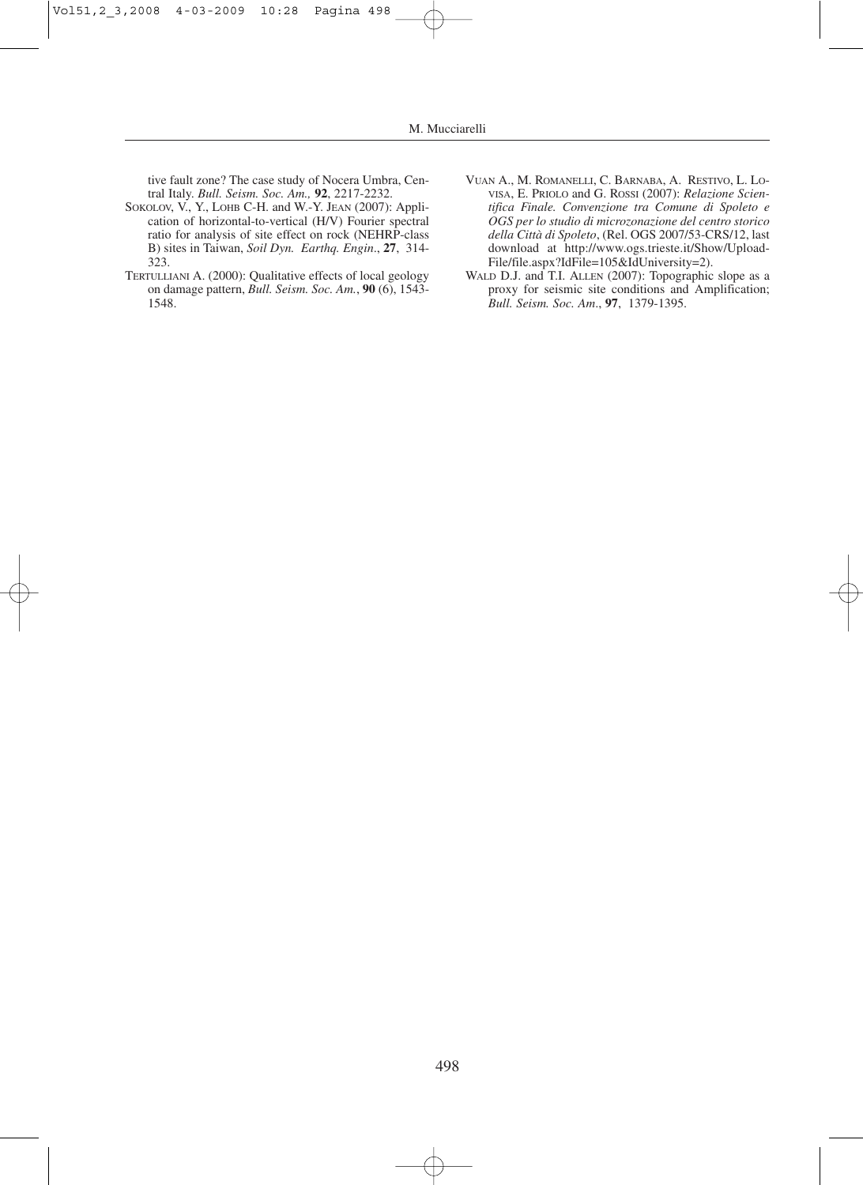tive fault zone? The case study of Nocera Umbra, Central Italy. *Bull. Seism. Soc. Am.,* **92**, 2217-2232.

SOKOLOV, V., Y., LOHB C-H. and W.-Y. JEAN (2007): Application of horizontal-to-vertical (H/V) Fourier spectral ratio for analysis of site effect on rock (NEHRP-class B) sites in Taiwan, *Soil Dyn. Earthq. Engin*., **27**, 314-323.

TERTULLIANI A. (2000): Qualitative effects of local geology on damage pattern, *Bull. Seism. Soc. Am.*, **90** (6), 1543-1548.

VUAN A., M. ROMANELLI, C. BARNABA, A. RESTIVO, L. LOVISA, E. PRIOLO and G. ROSSI (2007): *Relazione Scientifica Finale. Convenzione tra Comune di Spoleto e OGS per lo studio di microzonazione del centro storico della Città di Spoleto*, (Rel. OGS 2007/53-CRS/12, last download at http://www.ogs.trieste.it/Show/Upload-File/file.aspx?IdFile=105&IdUniversity=2).

WALD D.J. and T.I. ALLEN (2007): Topographic slope as a proxy for seismic site conditions and Amplification; *Bull. Seism. Soc. Am*., **97**, 1379-1395.